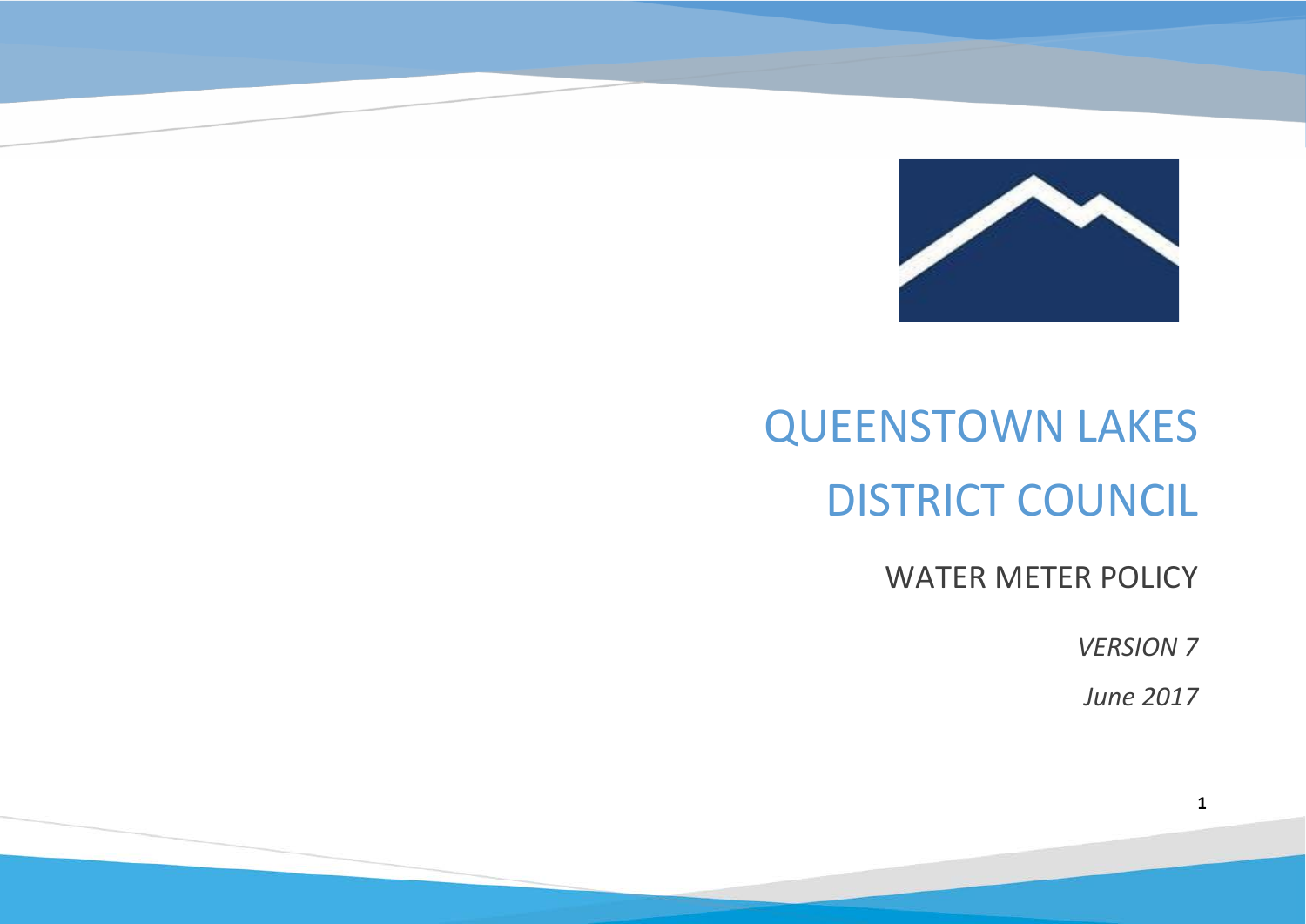# QUEENSTOWN LAKES DISTRICT COUNCIL

## WATER METER POLICY

*VERSION 7*

*June 2017*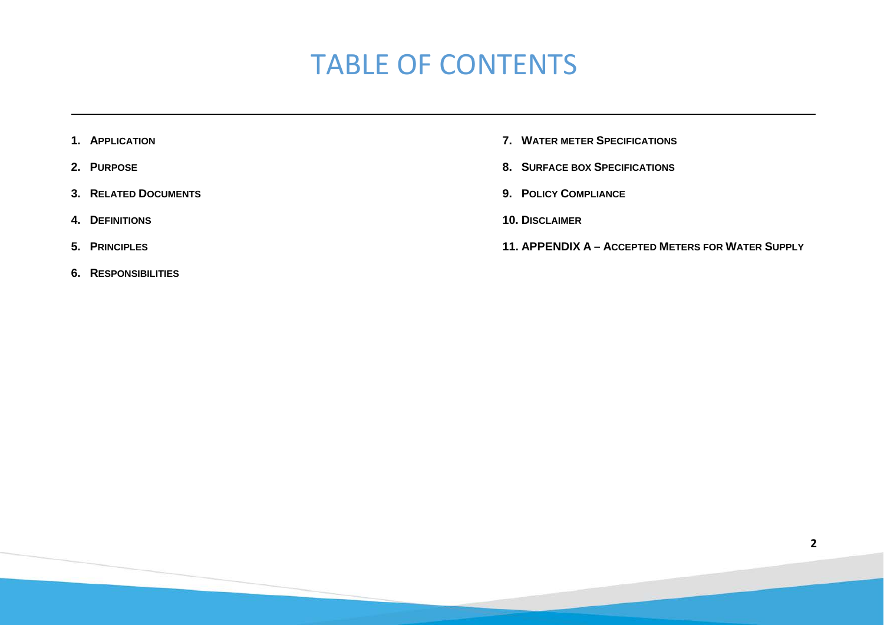# TABLE OF CONTENTS

1. **APPLICATION**
2. **PURPOSE**
3. **RELATED DOCUMENTS**
4. **DEFINITIONS**
5. **PRINCIPLES**
6. **RESPONSIBILITIES**
7. **WATER METER SPECIFICATIONS**
8. **SURFACE BOX SPECIFICATIONS**
9. **POLICY COMPLIANCE**
10. **DISCLAIMER**
11. **APPENDIX A – ACCEPTED METERS FOR WATER SUPPLY**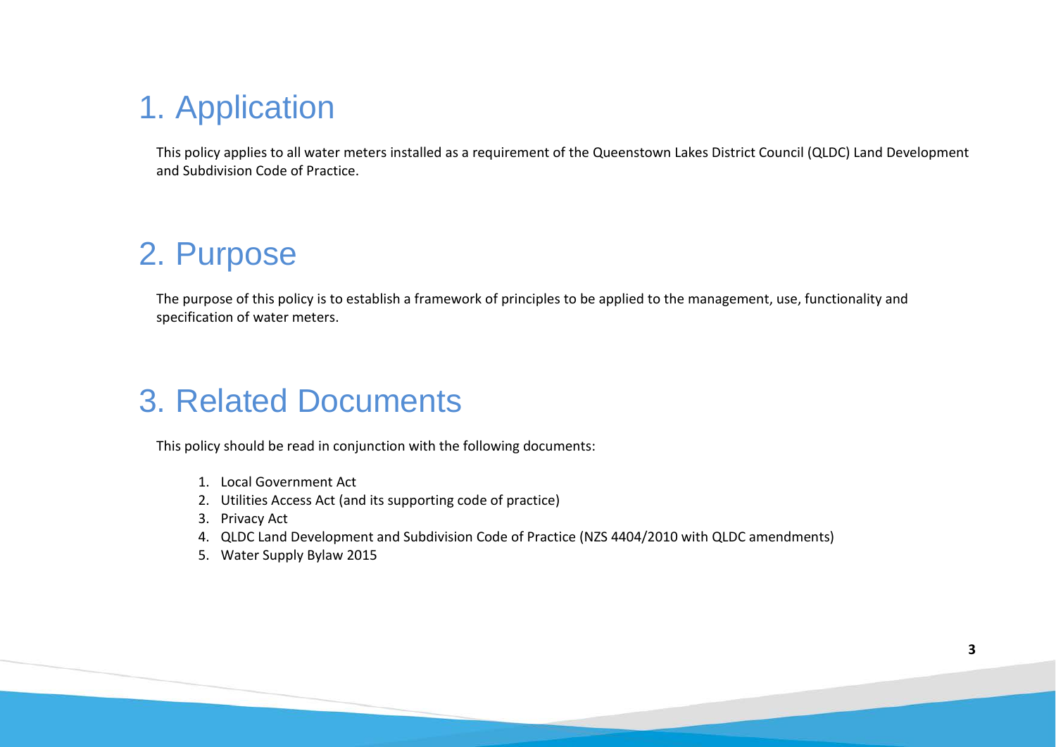# 1. Application

This policy applies to all water meters installed as a requirement of the Queenstown Lakes District Council (QLDC) Land Development and Subdivision Code of Practice.

# 2. Purpose

The purpose of this policy is to establish a framework of principles to be applied to the management, use, functionality and specification of water meters.

# 3. Related Documents

This policy should be read in conjunction with the following documents:

1. Local Government Act
2. Utilities Access Act (and its supporting code of practice)
3. Privacy Act
4. QLDC Land Development and Subdivision Code of Practice (NZS 4404/2010 with QLDC amendments)
5. Water Supply Bylaw 2015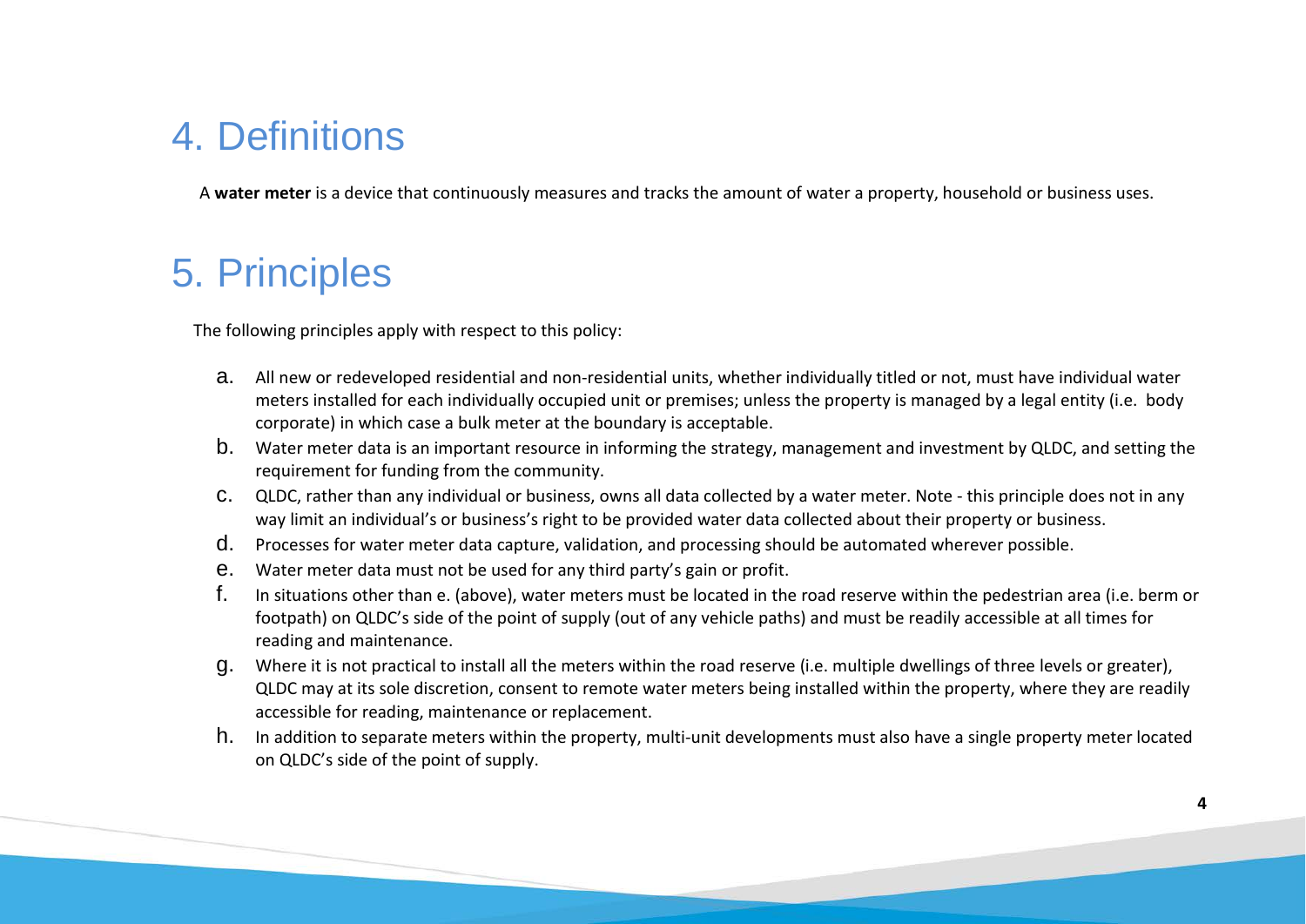# 4. Definitions

A **water meter** is a device that continuously measures and tracks the amount of water a property, household or business uses.

# 5. Principles

The following principles apply with respect to this policy:

a. All new or redeveloped residential and non-residential units, whether individually titled or not, must have individual water meters installed for each individually occupied unit or premises; unless the property is managed by a legal entity (i.e. body corporate) in which case a bulk meter at the boundary is acceptable.

b. Water meter data is an important resource in informing the strategy, management and investment by QLDC, and setting the requirement for funding from the community.

c. QLDC, rather than any individual or business, owns all data collected by a water meter. Note - this principle does not in any way limit an individual's or business's right to be provided water data collected about their property or business.

d. Processes for water meter data capture, validation, and processing should be automated wherever possible.

e. Water meter data must not be used for any third party's gain or profit.

f. In situations other than e. (above), water meters must be located in the road reserve within the pedestrian area (i.e. berm or footpath) on QLDC's side of the point of supply (out of any vehicle paths) and must be readily accessible at all times for reading and maintenance.

g. Where it is not practical to install all the meters within the road reserve (i.e. multiple dwellings of three levels or greater), QLDC may at its sole discretion, consent to remote water meters being installed within the property, where they are readily accessible for reading, maintenance or replacement.

h. In addition to separate meters within the property, multi-unit developments must also have a single property meter located on QLDC's side of the point of supply.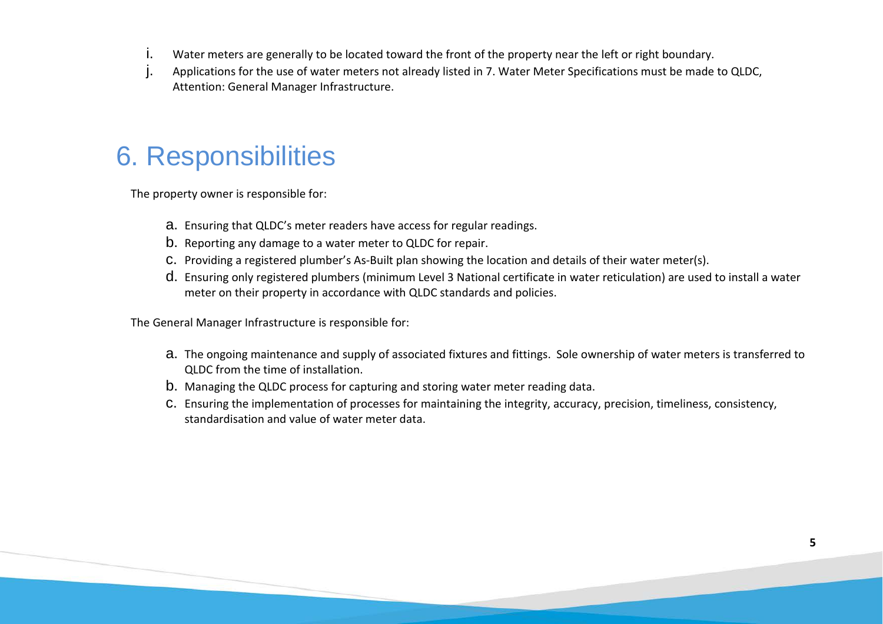i. Water meters are generally to be located toward the front of the property near the left or right boundary.

j. Applications for the use of water meters not already listed in 7. Water Meter Specifications must be made to QLDC, Attention: General Manager Infrastructure.

# 6. Responsibilities

The property owner is responsible for:

a. Ensuring that QLDC's meter readers have access for regular readings.

b. Reporting any damage to a water meter to QLDC for repair.

c. Providing a registered plumber's As-Built plan showing the location and details of their water meter(s).

d. Ensuring only registered plumbers (minimum Level 3 National certificate in water reticulation) are used to install a water meter on their property in accordance with QLDC standards and policies.

The General Manager Infrastructure is responsible for:

a. The ongoing maintenance and supply of associated fixtures and fittings. Sole ownership of water meters is transferred to QLDC from the time of installation.

b. Managing the QLDC process for capturing and storing water meter reading data.

c. Ensuring the implementation of processes for maintaining the integrity, accuracy, precision, timeliness, consistency, standardisation and value of water meter data.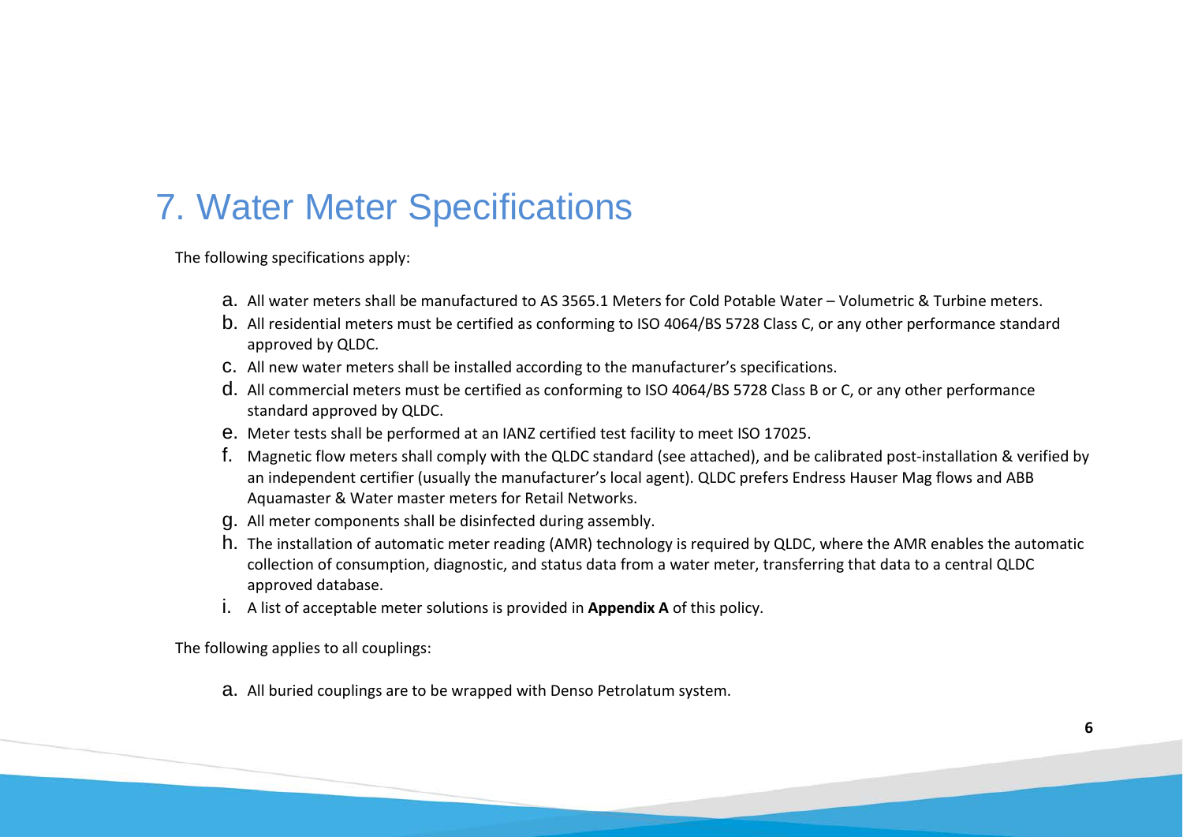# 7. Water Meter Specifications

The following specifications apply:

a. All water meters shall be manufactured to AS 3565.1 Meters for Cold Potable Water – Volumetric & Turbine meters.
b. All residential meters must be certified as conforming to ISO 4064/BS 5728 Class C, or any other performance standard approved by QLDC.
c. All new water meters shall be installed according to the manufacturer's specifications.
d. All commercial meters must be certified as conforming to ISO 4064/BS 5728 Class B or C, or any other performance standard approved by QLDC.
e. Meter tests shall be performed at an IANZ certified test facility to meet ISO 17025.
f. Magnetic flow meters shall comply with the QLDC standard (see attached), and be calibrated post-installation & verified by an independent certifier (usually the manufacturer's local agent). QLDC prefers Endress Hauser Mag flows and ABB Aquamaster & Water master meters for Retail Networks.
g. All meter components shall be disinfected during assembly.
h. The installation of automatic meter reading (AMR) technology is required by QLDC, where the AMR enables the automatic collection of consumption, diagnostic, and status data from a water meter, transferring that data to a central QLDC approved database.
i. A list of acceptable meter solutions is provided in **Appendix A** of this policy.

The following applies to all couplings:

a. All buried couplings are to be wrapped with Denso Petrolatum system.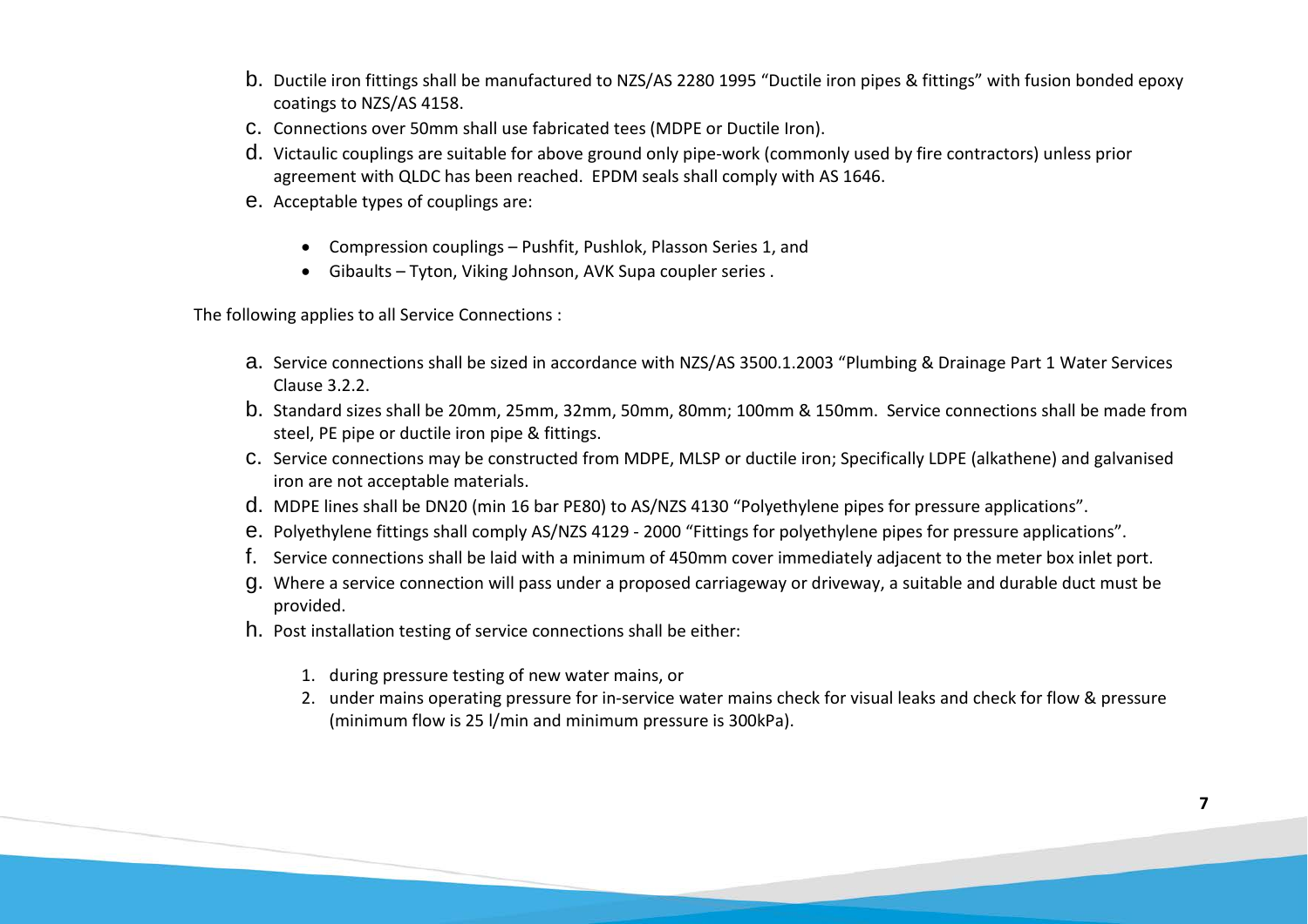b. Ductile iron fittings shall be manufactured to NZS/AS 2280 1995 “Ductile iron pipes & fittings” with fusion bonded epoxy coatings to NZS/AS 4158.
c. Connections over 50mm shall use fabricated tees (MDPE or Ductile Iron).
d. Victaulic couplings are suitable for above ground only pipe-work (commonly used by fire contractors) unless prior agreement with QLDC has been reached. EPDM seals shall comply with AS 1646.
e. Acceptable types of couplings are:

    - Compression couplings – Pushfit, Pushlok, Plasson Series 1, and
    - Gibaults – Tyton, Viking Johnson, AVK Supa coupler series .

The following applies to all Service Connections :

a. Service connections shall be sized in accordance with NZS/AS 3500.1.2003 “Plumbing & Drainage Part 1 Water Services Clause 3.2.2.
b. Standard sizes shall be 20mm, 25mm, 32mm, 50mm, 80mm; 100mm & 150mm. Service connections shall be made from steel, PE pipe or ductile iron pipe & fittings.
c. Service connections may be constructed from MDPE, MLSP or ductile iron; Specifically LDPE (alkathene) and galvanised iron are not acceptable materials.
d. MDPE lines shall be DN20 (min 16 bar PE80) to AS/NZS 4130 “Polyethylene pipes for pressure applications”.
e. Polyethylene fittings shall comply AS/NZS 4129 - 2000 “Fittings for polyethylene pipes for pressure applications”.
f. Service connections shall be laid with a minimum of 450mm cover immediately adjacent to the meter box inlet port.
g. Where a service connection will pass under a proposed carriageway or driveway, a suitable and durable duct must be provided.
h. Post installation testing of service connections shall be either:

    1. during pressure testing of new water mains, or
    2. under mains operating pressure for in-service water mains check for visual leaks and check for flow & pressure (minimum flow is 25 l/min and minimum pressure is 300kPa).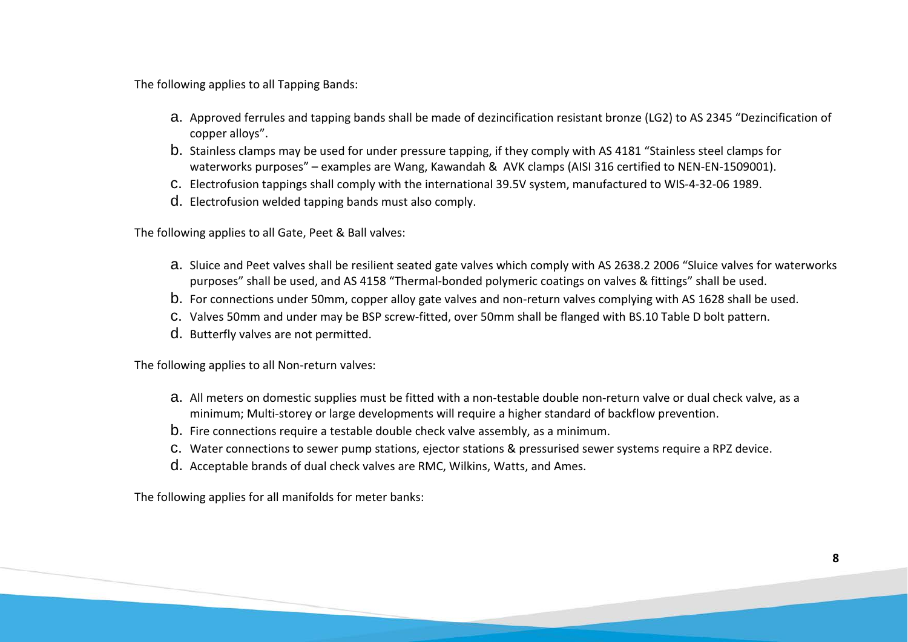The following applies to all Tapping Bands:

a. Approved ferrules and tapping bands shall be made of dezincification resistant bronze (LG2) to AS 2345 “Dezincification of copper alloys”.
b. Stainless clamps may be used for under pressure tapping, if they comply with AS 4181 “Stainless steel clamps for waterworks purposes” – examples are Wang, Kawandah & AVK clamps (AISI 316 certified to NEN-EN-1509001).
c. Electrofusion tappings shall comply with the international 39.5V system, manufactured to WIS-4-32-06 1989.
d. Electrofusion welded tapping bands must also comply.

The following applies to all Gate, Peet & Ball valves:

a. Sluice and Peet valves shall be resilient seated gate valves which comply with AS 2638.2 2006 “Sluice valves for waterworks purposes” shall be used, and AS 4158 “Thermal-bonded polymeric coatings on valves & fittings” shall be used.
b. For connections under 50mm, copper alloy gate valves and non-return valves complying with AS 1628 shall be used.
c. Valves 50mm and under may be BSP screw-fitted, over 50mm shall be flanged with BS.10 Table D bolt pattern.
d. Butterfly valves are not permitted.

The following applies to all Non-return valves:

a. All meters on domestic supplies must be fitted with a non-testable double non-return valve or dual check valve, as a minimum; Multi-storey or large developments will require a higher standard of backflow prevention.
b. Fire connections require a testable double check valve assembly, as a minimum.
c. Water connections to sewer pump stations, ejector stations & pressurised sewer systems require a RPZ device.
d. Acceptable brands of dual check valves are RMC, Wilkins, Watts, and Ames.

The following applies for all manifolds for meter banks: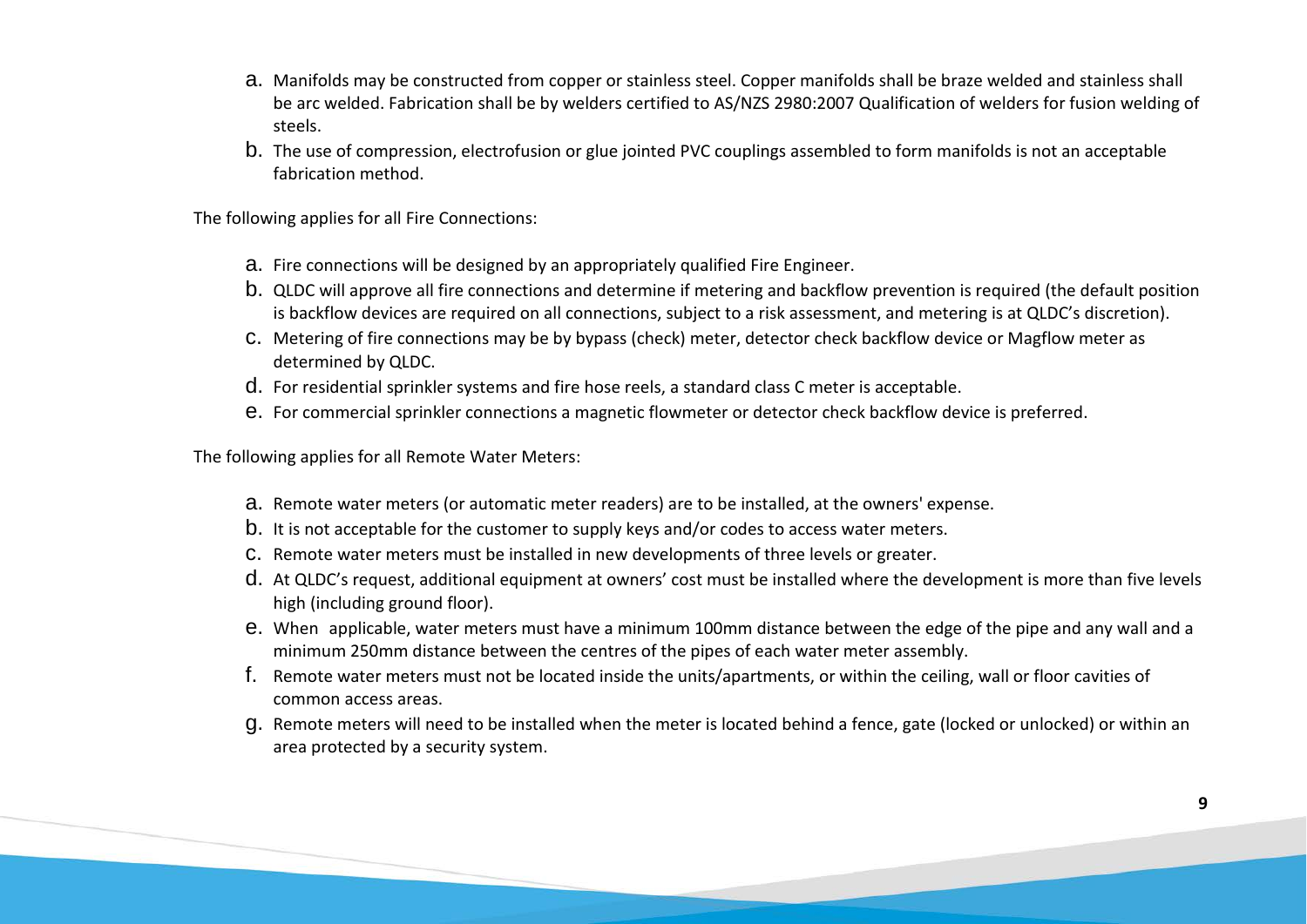a. Manifolds may be constructed from copper or stainless steel. Copper manifolds shall be braze welded and stainless shall be arc welded. Fabrication shall be by welders certified to AS/NZS 2980:2007 Qualification of welders for fusion welding of steels.
b. The use of compression, electrofusion or glue jointed PVC couplings assembled to form manifolds is not an acceptable fabrication method.

The following applies for all Fire Connections:

a. Fire connections will be designed by an appropriately qualified Fire Engineer.
b. QLDC will approve all fire connections and determine if metering and backflow prevention is required (the default position is backflow devices are required on all connections, subject to a risk assessment, and metering is at QLDC's discretion).
c. Metering of fire connections may be by bypass (check) meter, detector check backflow device or Magflow meter as determined by QLDC.
d. For residential sprinkler systems and fire hose reels, a standard class C meter is acceptable.
e. For commercial sprinkler connections a magnetic flowmeter or detector check backflow device is preferred.

The following applies for all Remote Water Meters:

a. Remote water meters (or automatic meter readers) are to be installed, at the owners' expense.
b. It is not acceptable for the customer to supply keys and/or codes to access water meters.
c. Remote water meters must be installed in new developments of three levels or greater.
d. At QLDC's request, additional equipment at owners' cost must be installed where the development is more than five levels high (including ground floor).
e. When applicable, water meters must have a minimum 100mm distance between the edge of the pipe and any wall and a minimum 250mm distance between the centres of the pipes of each water meter assembly.
f. Remote water meters must not be located inside the units/apartments, or within the ceiling, wall or floor cavities of common access areas.
g. Remote meters will need to be installed when the meter is located behind a fence, gate (locked or unlocked) or within an area protected by a security system.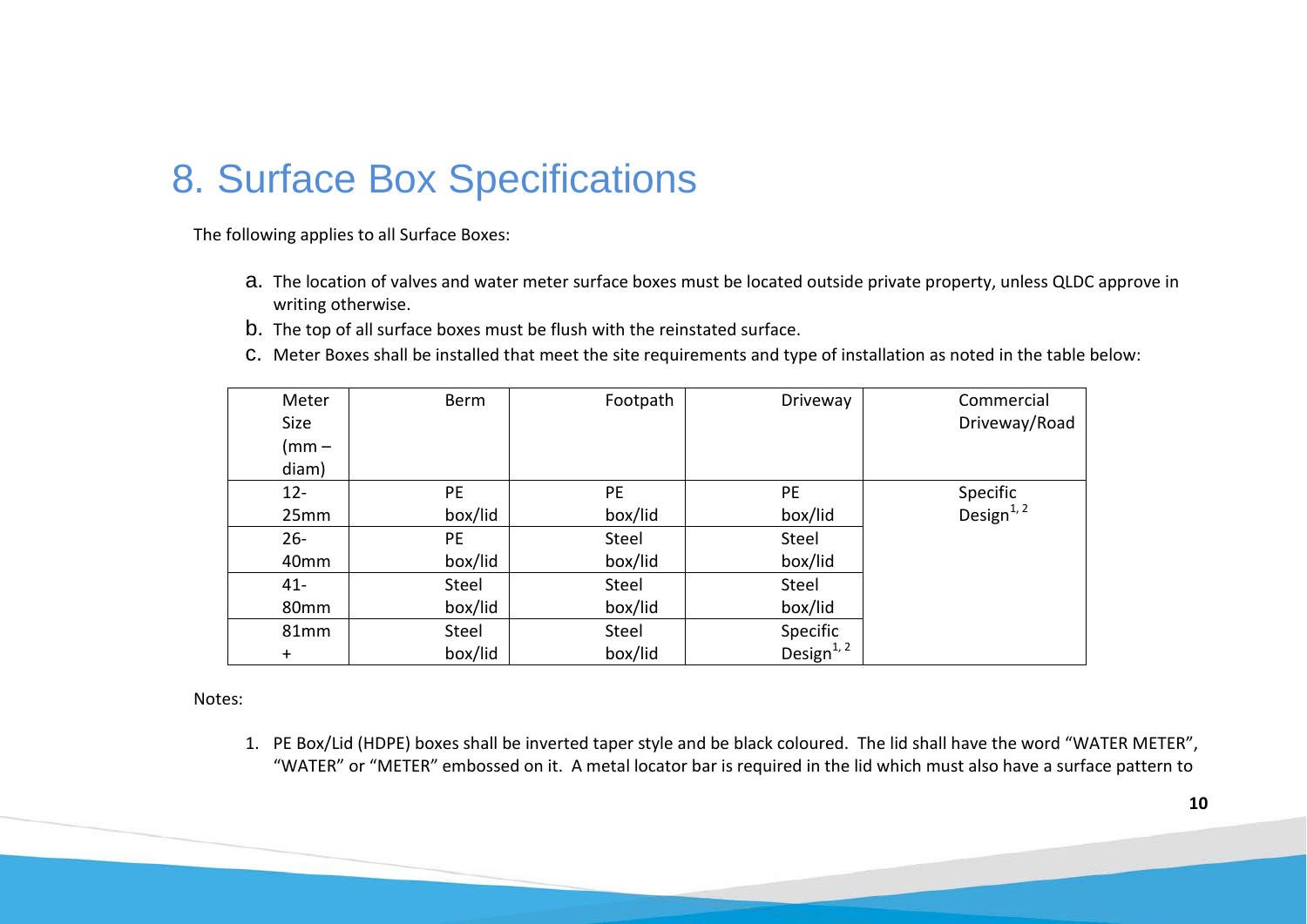# 8. Surface Box Specifications

The following applies to all Surface Boxes:

a. The location of valves and water meter surface boxes must be located outside private property, unless QLDC approve in writing otherwise.

b. The top of all surface boxes must be flush with the reinstated surface.

c. Meter Boxes shall be installed that meet the site requirements and type of installation as noted in the table below:

| Meter Size (mm – diam) | Berm | Footpath | Driveway | Commercial Driveway/Road |
|---|---|---|---|---|
| 12-25mm | PE box/lid | PE box/lid | PE box/lid | Specific Design[1, 2] |
| 26-40mm | PE box/lid | Steel box/lid | Steel box/lid | |
| 41-80mm | Steel box/lid | Steel box/lid | Steel box/lid | |
| 81mm + | Steel box/lid | Steel box/lid | Specific Design[1, 2] | |

Notes:

1. PE Box/Lid (HDPE) boxes shall be inverted taper style and be black coloured. The lid shall have the word "WATER METER", "WATER" or "METER" embossed on it. A metal locator bar is required in the lid which must also have a surface pattern to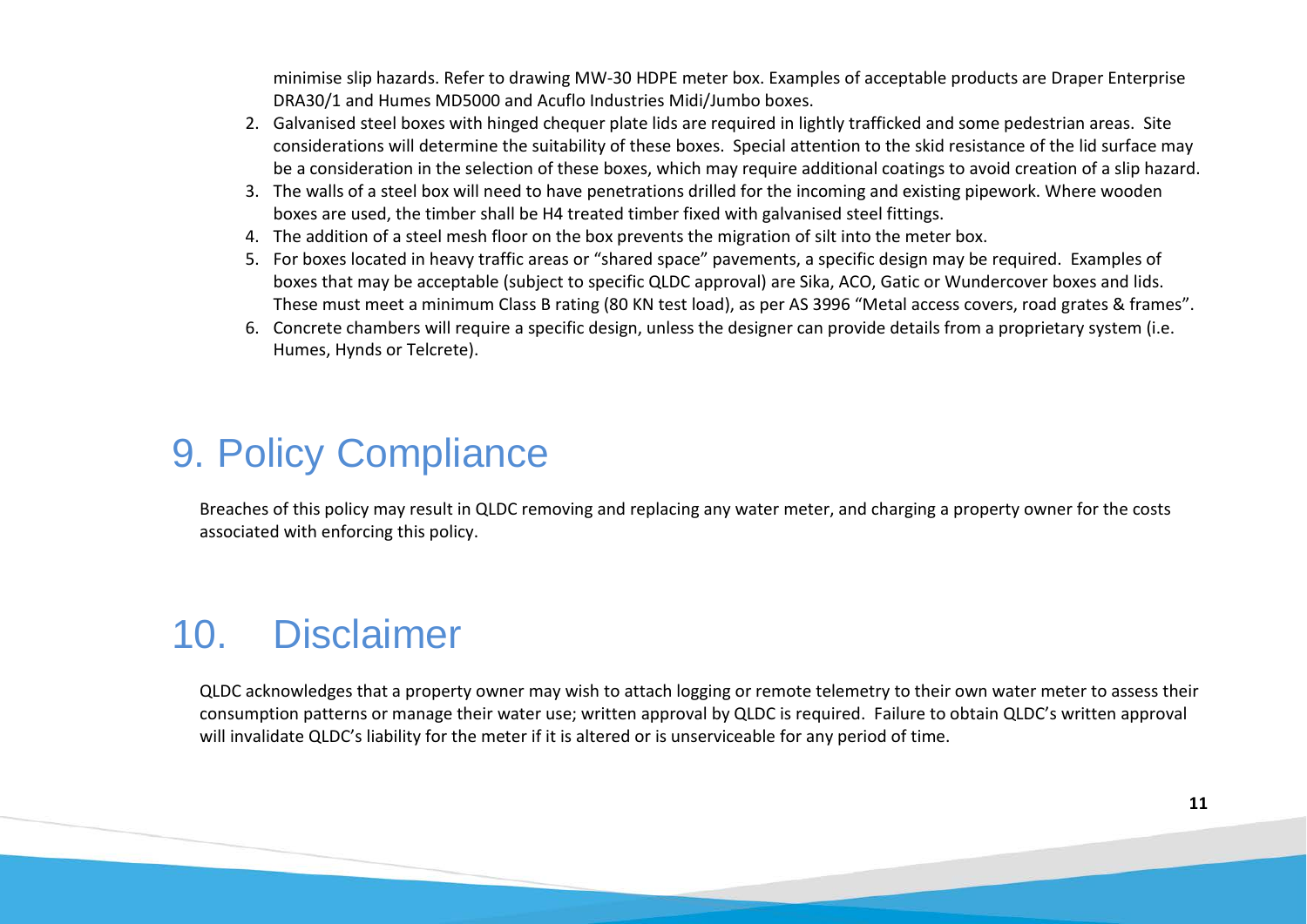minimise slip hazards. Refer to drawing MW-30 HDPE meter box. Examples of acceptable products are Draper Enterprise DRA30/1 and Humes MD5000 and Acuflo Industries Midi/Jumbo boxes.

2. Galvanised steel boxes with hinged chequer plate lids are required in lightly trafficked and some pedestrian areas. Site considerations will determine the suitability of these boxes. Special attention to the skid resistance of the lid surface may be a consideration in the selection of these boxes, which may require additional coatings to avoid creation of a slip hazard.
3. The walls of a steel box will need to have penetrations drilled for the incoming and existing pipework. Where wooden boxes are used, the timber shall be H4 treated timber fixed with galvanised steel fittings.
4. The addition of a steel mesh floor on the box prevents the migration of silt into the meter box.
5. For boxes located in heavy traffic areas or "shared space" pavements, a specific design may be required. Examples of boxes that may be acceptable (subject to specific QLDC approval) are Sika, ACO, Gatic or Wundercover boxes and lids. These must meet a minimum Class B rating (80 KN test load), as per AS 3996 "Metal access covers, road grates & frames".
6. Concrete chambers will require a specific design, unless the designer can provide details from a proprietary system (i.e. Humes, Hynds or Telcrete).

# 9. Policy Compliance

Breaches of this policy may result in QLDC removing and replacing any water meter, and charging a property owner for the costs associated with enforcing this policy.

# 10. Disclaimer

QLDC acknowledges that a property owner may wish to attach logging or remote telemetry to their own water meter to assess their consumption patterns or manage their water use; written approval by QLDC is required. Failure to obtain QLDC's written approval will invalidate QLDC's liability for the meter if it is altered or is unserviceable for any period of time.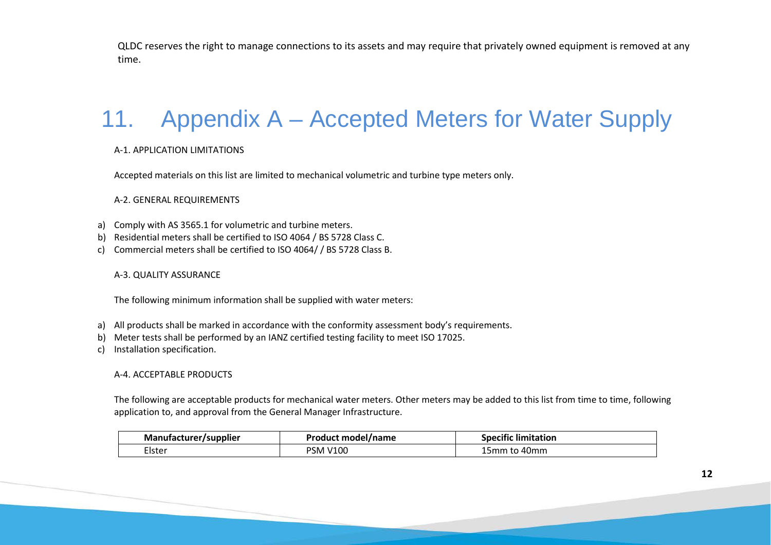QLDC reserves the right to manage connections to its assets and may require that privately owned equipment is removed at any time.

# 11. Appendix A – Accepted Meters for Water Supply

A-1. APPLICATION LIMITATIONS

Accepted materials on this list are limited to mechanical volumetric and turbine type meters only.

A-2. GENERAL REQUIREMENTS

a) Comply with AS 3565.1 for volumetric and turbine meters.
b) Residential meters shall be certified to ISO 4064 / BS 5728 Class C.
c) Commercial meters shall be certified to ISO 4064/ / BS 5728 Class B.

A-3. QUALITY ASSURANCE

The following minimum information shall be supplied with water meters:

a) All products shall be marked in accordance with the conformity assessment body's requirements.
b) Meter tests shall be performed by an IANZ certified testing facility to meet ISO 17025.
c) Installation specification.

A-4. ACCEPTABLE PRODUCTS

The following are acceptable products for mechanical water meters. Other meters may be added to this list from time to time, following application to, and approval from the General Manager Infrastructure.

| Manufacturer/supplier | Product model/name | Specific limitation |
| --- | --- | --- |
| Elster | PSM V100 | 15mm to 40mm |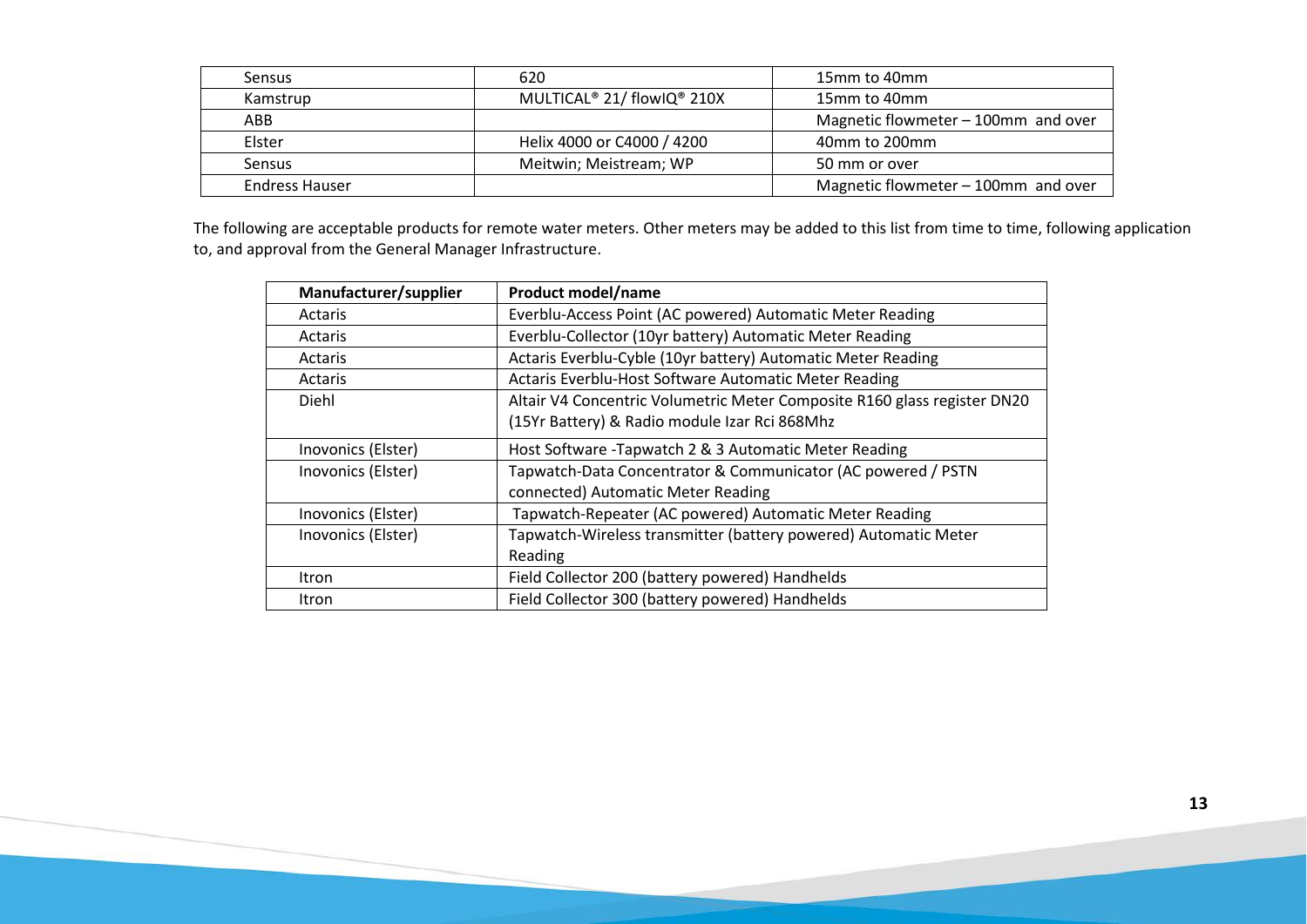| | | |
|---|---|---|
| Sensus | 620 | 15mm to 40mm |
| Kamstrup | MULTICAL® 21/ flowIQ® 210X | 15mm to 40mm |
| ABB | | Magnetic flowmeter – 100mm and over |
| Elster | Helix 4000 or C4000 / 4200 | 40mm to 200mm |
| Sensus | Meitwin; Meistream; WP | 50 mm or over |
| Endress Hauser | | Magnetic flowmeter – 100mm and over |

The following are acceptable products for remote water meters. Other meters may be added to this list from time to time, following application to, and approval from the General Manager Infrastructure.

| Manufacturer/supplier | Product model/name |
|---|---|
| Actaris | Everblu-Access Point (AC powered) Automatic Meter Reading |
| Actaris | Everblu-Collector (10yr battery) Automatic Meter Reading |
| Actaris | Actaris Everblu-Cyble (10yr battery) Automatic Meter Reading |
| Actaris | Actaris Everblu-Host Software Automatic Meter Reading |
| Diehl | Altair V4 Concentric Volumetric Meter Composite R160 glass register DN20 (15Yr Battery) & Radio module Izar Rci 868Mhz |
| Inovonics (Elster) | Host Software -Tapwatch 2 & 3 Automatic Meter Reading |
| Inovonics (Elster) | Tapwatch-Data Concentrator & Communicator (AC powered / PSTN connected) Automatic Meter Reading |
| Inovonics (Elster) | Tapwatch-Repeater (AC powered) Automatic Meter Reading |
| Inovonics (Elster) | Tapwatch-Wireless transmitter (battery powered) Automatic Meter Reading |
| Itron | Field Collector 200 (battery powered) Handhelds |
| Itron | Field Collector 300 (battery powered) Handhelds |